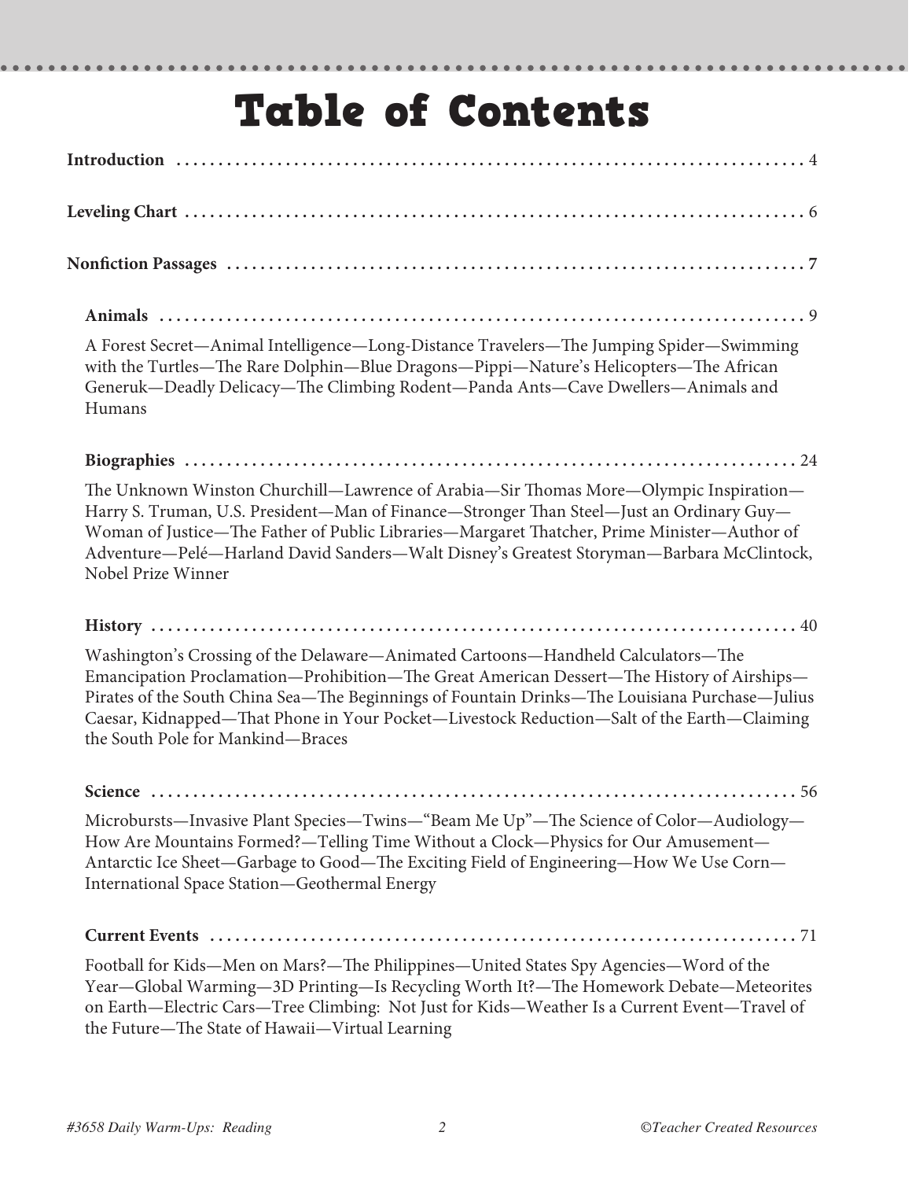# Table of Contents

**Introduction** . . . . . . . . . . . . . . . . . . . . . . . . . . . . . . . . . . . . . . . . . . . . . . . . . . . . . . . . . . . 4

**Leveling Chart** . . . . . . . . . . . . . . . . . . . . . . . . . . . . . . . . . . . . . . . . . . . . . . . . . . . . . . . . . . 6

**Nonfiction Passages** . . . . . . . . . . . . . . . . . . . . . . . . . . . . . . . . . . . . . . . . . . . . . . . . . . . . . **7**

**Animals** . . . . . . . . . . . . . . . . . . . . . . . . . . . . . . . . . . . . . . . . . . . . . . . . . . . . . . . . . . . . . 9

A Forest Secret—Animal Intelligence—Long-Distance Travelers—The Jumping Spider—Swimming with the Turtles—The Rare Dolphin—Blue Dragons—Pippi—Nature's Helicopters—The African Generuk—Deadly Delicacy—The Climbing Rodent—Panda Ants—Cave Dwellers—Animals and Humans

**Biographies** . . . . . . . . . . . . . . . . . . . . . . . . . . . . . . . . . . . . . . . . . . . . . . . . . . . . . . . . . . 24

The Unknown Winston Churchill—Lawrence of Arabia—Sir Thomas More—Olympic Inspiration—Harry S. Truman, U.S. President—Man of Finance—Stronger Than Steel—Just an Ordinary Guy—Woman of Justice—The Father of Public Libraries—Margaret Thatcher, Prime Minister—Author of Adventure—Pelé—Harland David Sanders—Walt Disney's Greatest Storyman—Barbara McClintock, Nobel Prize Winner

**History** . . . . . . . . . . . . . . . . . . . . . . . . . . . . . . . . . . . . . . . . . . . . . . . . . . . . . . . . . . . . . 40

Washington's Crossing of the Delaware—Animated Cartoons—Handheld Calculators—The Emancipation Proclamation—Prohibition—The Great American Dessert—The History of Airships—Pirates of the South China Sea—The Beginnings of Fountain Drinks—The Louisiana Purchase—Julius Caesar, Kidnapped—That Phone in Your Pocket—Livestock Reduction—Salt of the Earth—Claiming the South Pole for Mankind—Braces

**Science** . . . . . . . . . . . . . . . . . . . . . . . . . . . . . . . . . . . . . . . . . . . . . . . . . . . . . . . . . . . . . 56

Microbursts—Invasive Plant Species—Twins—"Beam Me Up"—The Science of Color—Audiology—How Are Mountains Formed?—Telling Time Without a Clock—Physics for Our Amusement—Antarctic Ice Sheet—Garbage to Good—The Exciting Field of Engineering—How We Use Corn—International Space Station—Geothermal Energy

**Current Events** . . . . . . . . . . . . . . . . . . . . . . . . . . . . . . . . . . . . . . . . . . . . . . . . . . . . . . . . 71

Football for Kids—Men on Mars?—The Philippines—United States Spy Agencies—Word of the Year—Global Warming—3D Printing—Is Recycling Worth It?—The Homework Debate—Meteorites on Earth—Electric Cars—Tree Climbing: Not Just for Kids—Weather Is a Current Event—Travel of the Future—The State of Hawaii—Virtual Learning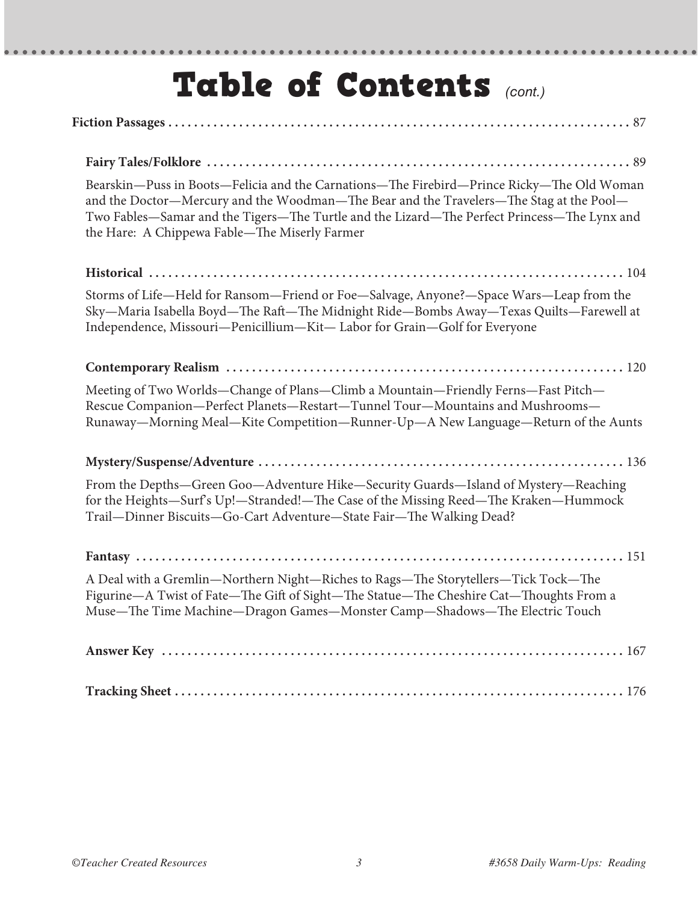# Table of Contents *(cont.)*

**Fiction Passages** . . . . . . . . . . . . . . . . . . . . . . . . . . . . . . . . . . . . . . . . . . . . . . . . . . . . . . . . . . . . . . . . . . . . . . . . . 87

**Fairy Tales/Folklore** . . . . . . . . . . . . . . . . . . . . . . . . . . . . . . . . . . . . . . . . . . . . . . . . . . . . . . . . . . . . . . . . . . 89

Bearskin—Puss in Boots—Felicia and the Carnations—The Firebird—Prince Ricky—The Old Woman and the Doctor—Mercury and the Woodman—The Bear and the Travelers—The Stag at the Pool—Two Fables—Samar and the Tigers—The Turtle and the Lizard—The Perfect Princess—The Lynx and the Hare: A Chippewa Fable—The Miserly Farmer

**Historical** . . . . . . . . . . . . . . . . . . . . . . . . . . . . . . . . . . . . . . . . . . . . . . . . . . . . . . . . . . . . . . . . . . . . . . . . 104

Storms of Life—Held for Ransom—Friend or Foe—Salvage, Anyone?—Space Wars—Leap from the Sky—Maria Isabella Boyd—The Raft—The Midnight Ride—Bombs Away—Texas Quilts—Farewell at Independence, Missouri—Penicillium—Kit— Labor for Grain—Golf for Everyone

**Contemporary Realism** . . . . . . . . . . . . . . . . . . . . . . . . . . . . . . . . . . . . . . . . . . . . . . . . . . . . . . . . . . . . . . . . 120

Meeting of Two Worlds—Change of Plans—Climb a Mountain—Friendly Ferns—Fast Pitch—Rescue Companion—Perfect Planets—Restart—Tunnel Tour—Mountains and Mushrooms—Runaway—Morning Meal—Kite Competition—Runner-Up—A New Language—Return of the Aunts

**Mystery/Suspense/Adventure** . . . . . . . . . . . . . . . . . . . . . . . . . . . . . . . . . . . . . . . . . . . . . . . . . . . . . . . . . . 136

From the Depths—Green Goo—Adventure Hike—Security Guards—Island of Mystery—Reaching for the Heights—Surf's Up!—Stranded!—The Case of the Missing Reed—The Kraken—Hummock Trail—Dinner Biscuits—Go-Cart Adventure—State Fair—The Walking Dead?

**Fantasy** . . . . . . . . . . . . . . . . . . . . . . . . . . . . . . . . . . . . . . . . . . . . . . . . . . . . . . . . . . . . . . . . . . . . . . . . . . 151

A Deal with a Gremlin—Northern Night—Riches to Rags—The Storytellers—Tick Tock—The Figurine—A Twist of Fate—The Gift of Sight—The Statue—The Cheshire Cat—Thoughts From a Muse—The Time Machine—Dragon Games—Monster Camp—Shadows—The Electric Touch

**Answer Key** . . . . . . . . . . . . . . . . . . . . . . . . . . . . . . . . . . . . . . . . . . . . . . . . . . . . . . . . . . . . . . . . . . . . . . . 167

**Tracking Sheet** . . . . . . . . . . . . . . . . . . . . . . . . . . . . . . . . . . . . . . . . . . . . . . . . . . . . . . . . . . . . . . . . . . . . . 176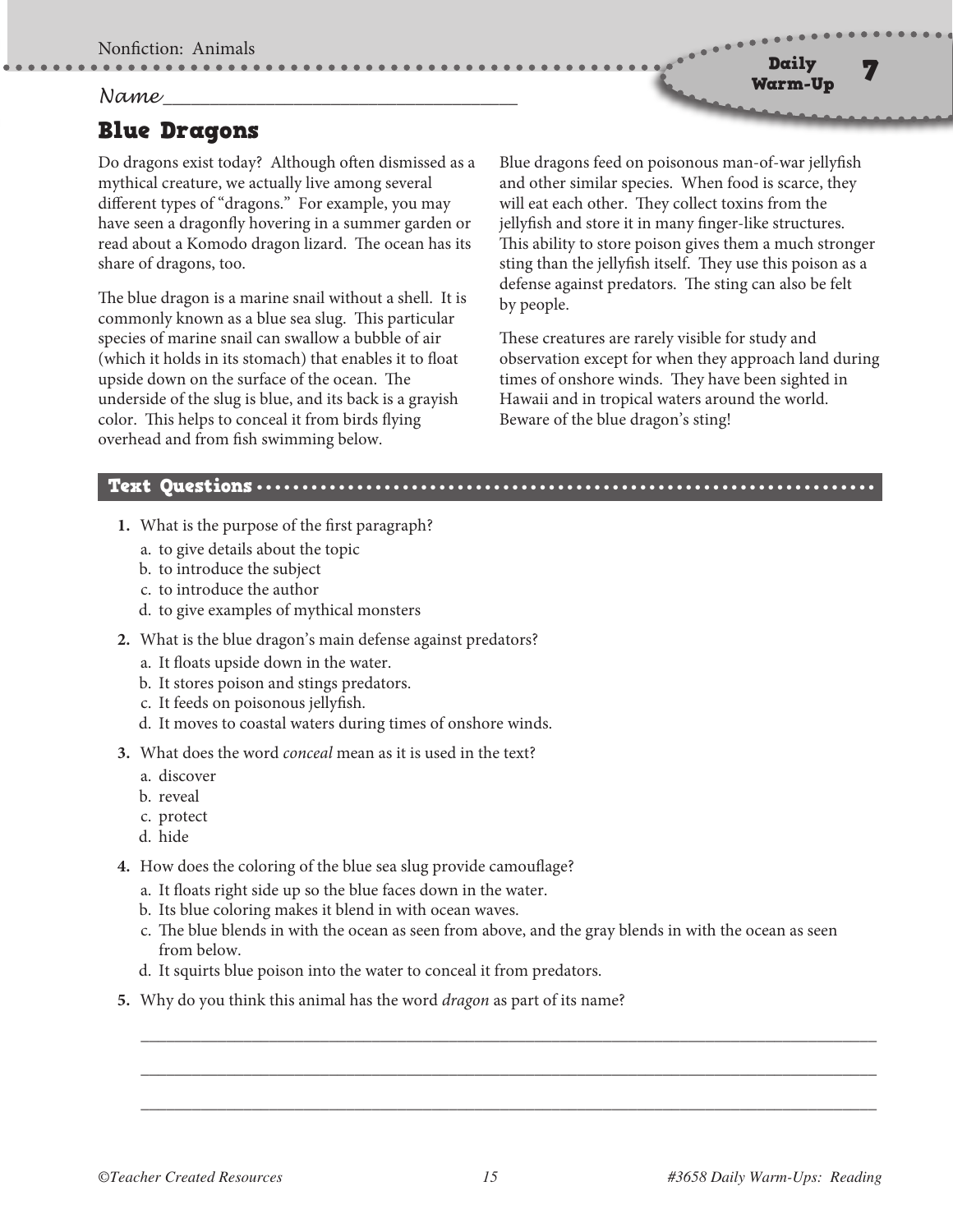Nonfiction: Animals

Daily Warm-Up 7

*Name*\_\_\_\_\_\_\_\_\_\_\_\_\_\_\_\_\_\_\_\_\_\_\_\_\_\_\_\_\_\_\_\_\_\_\_\_\_\_\_\_

# Blue Dragons

Do dragons exist today? Although often dismissed as a mythical creature, we actually live among several different types of "dragons." For example, you may have seen a dragonfly hovering in a summer garden or read about a Komodo dragon lizard. The ocean has its share of dragons, too.

The blue dragon is a marine snail without a shell. It is commonly known as a blue sea slug. This particular species of marine snail can swallow a bubble of air (which it holds in its stomach) that enables it to float upside down on the surface of the ocean. The underside of the slug is blue, and its back is a grayish color. This helps to conceal it from birds flying overhead and from fish swimming below.

Blue dragons feed on poisonous man-of-war jellyfish and other similar species. When food is scarce, they will eat each other. They collect toxins from the jellyfish and store it in many finger-like structures. This ability to store poison gives them a much stronger sting than the jellyfish itself. They use this poison as a defense against predators. The sting can also be felt by people.

These creatures are rarely visible for study and observation except for when they approach land during times of onshore winds. They have been sighted in Hawaii and in tropical waters around the world. Beware of the blue dragon's sting!

## Text Questions

1. What is the purpose of the first paragraph?
   a. to give details about the topic
   b. to introduce the subject
   c. to introduce the author
   d. to give examples of mythical monsters

2. What is the blue dragon's main defense against predators?
   a. It floats upside down in the water.
   b. It stores poison and stings predators.
   c. It feeds on poisonous jellyfish.
   d. It moves to coastal waters during times of onshore winds.

3. What does the word *conceal* mean as it is used in the text?
   a. discover
   b. reveal
   c. protect
   d. hide

4. How does the coloring of the blue sea slug provide camouflage?
   a. It floats right side up so the blue faces down in the water.
   b. Its blue coloring makes it blend in with ocean waves.
   c. The blue blends in with the ocean as seen from above, and the gray blends in with the ocean as seen from below.
   d. It squirts blue poison into the water to conceal it from predators.

5. Why do you think this animal has the word *dragon* as part of its name?

\_\_\_\_\_\_\_\_\_\_\_\_\_\_\_\_\_\_\_\_\_\_\_\_\_\_\_\_\_\_\_\_\_\_\_\_\_\_\_\_\_\_\_\_\_\_\_\_\_\_\_\_\_\_\_\_\_\_\_\_\_\_\_\_\_\_\_\_\_\_\_\_

\_\_\_\_\_\_\_\_\_\_\_\_\_\_\_\_\_\_\_\_\_\_\_\_\_\_\_\_\_\_\_\_\_\_\_\_\_\_\_\_\_\_\_\_\_\_\_\_\_\_\_\_\_\_\_\_\_\_\_\_\_\_\_\_\_\_\_\_\_\_\_\_

\_\_\_\_\_\_\_\_\_\_\_\_\_\_\_\_\_\_\_\_\_\_\_\_\_\_\_\_\_\_\_\_\_\_\_\_\_\_\_\_\_\_\_\_\_\_\_\_\_\_\_\_\_\_\_\_\_\_\_\_\_\_\_\_\_\_\_\_\_\_\_\_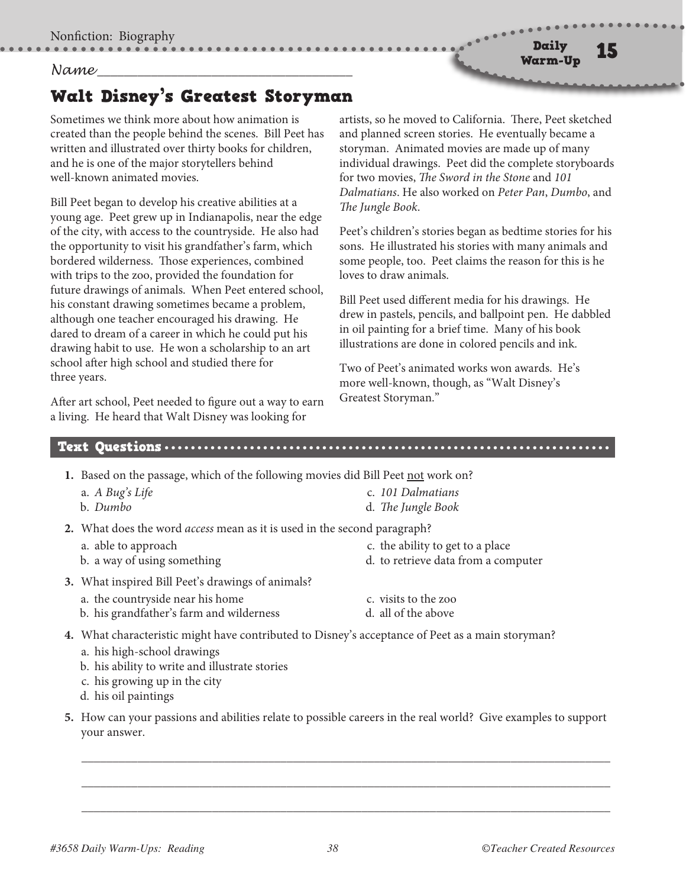Name___________________________________

# Walt Disney's Greatest Storyman

Sometimes we think more about how animation is created than the people behind the scenes. Bill Peet has written and illustrated over thirty books for children, and he is one of the major storytellers behind well-known animated movies.

Bill Peet began to develop his creative abilities at a young age. Peet grew up in Indianapolis, near the edge of the city, with access to the countryside. He also had the opportunity to visit his grandfather's farm, which bordered wilderness. Those experiences, combined with trips to the zoo, provided the foundation for future drawings of animals. When Peet entered school, his constant drawing sometimes became a problem, although one teacher encouraged his drawing. He dared to dream of a career in which he could put his drawing habit to use. He won a scholarship to an art school after high school and studied there for three years.

After art school, Peet needed to figure out a way to earn a living. He heard that Walt Disney was looking for artists, so he moved to California. There, Peet sketched and planned screen stories. He eventually became a storyman. Animated movies are made up of many individual drawings. Peet did the complete storyboards for two movies, *The Sword in the Stone* and *101 Dalmatians*. He also worked on *Peter Pan*, *Dumbo*, and *The Jungle Book*.

Peet's children's stories began as bedtime stories for his sons. He illustrated his stories with many animals and some people, too. Peet claims the reason for this is he loves to draw animals.

Bill Peet used different media for his drawings. He drew in pastels, pencils, and ballpoint pen. He dabbled in oil painting for a brief time. Many of his book illustrations are done in colored pencils and ink.

Two of Peet's animated works won awards. He's more well-known, though, as "Walt Disney's Greatest Storyman."

## Text Questions

1. Based on the passage, which of the following movies did Bill Peet <u>not</u> work on?
   - a. *A Bug's Life*
   - b. *Dumbo*
   - c. *101 Dalmatians*
   - d. *The Jungle Book*

2. What does the word *access* mean as it is used in the second paragraph?
   - a. able to approach
   - b. a way of using something
   - c. the ability to get to a place
   - d. to retrieve data from a computer

3. What inspired Bill Peet's drawings of animals?
   - a. the countryside near his home
   - b. his grandfather's farm and wilderness
   - c. visits to the zoo
   - d. all of the above

4. What characteristic might have contributed to Disney's acceptance of Peet as a main storyman?
   - a. his high-school drawings
   - b. his ability to write and illustrate stories
   - c. his growing up in the city
   - d. his oil paintings

5. How can your passions and abilities relate to possible careers in the real world? Give examples to support your answer.

_______________________________________________________________________________

_______________________________________________________________________________

_______________________________________________________________________________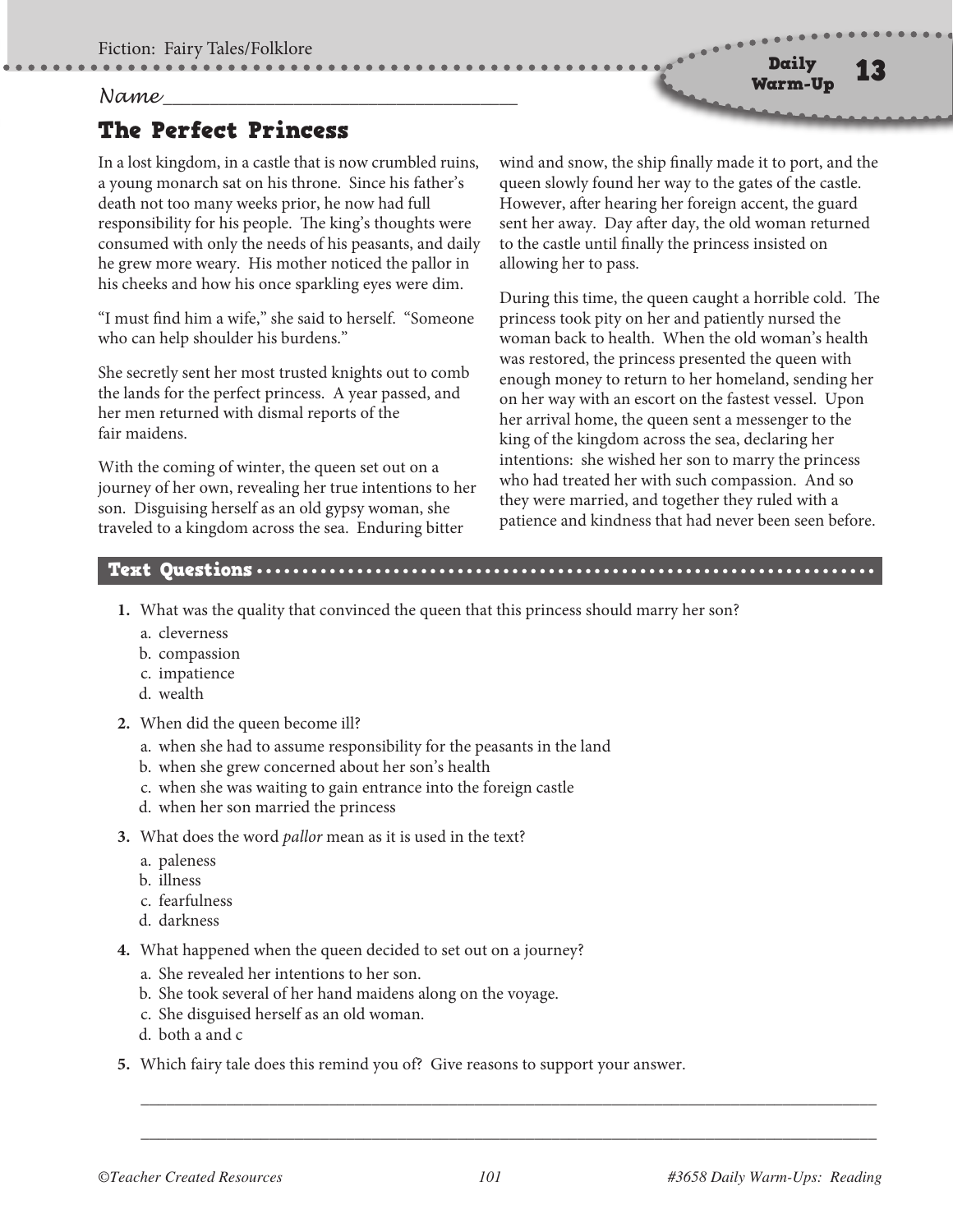Fiction: Fairy Tales/Folklore

Daily Warm-Up 13

Name______________________________________

# The Perfect Princess

In a lost kingdom, in a castle that is now crumbled ruins, a young monarch sat on his throne. Since his father's death not too many weeks prior, he now had full responsibility for his people. The king's thoughts were consumed with only the needs of his peasants, and daily he grew more weary. His mother noticed the pallor in his cheeks and how his once sparkling eyes were dim.

"I must find him a wife," she said to herself. "Someone who can help shoulder his burdens."

She secretly sent her most trusted knights out to comb the lands for the perfect princess. A year passed, and her men returned with dismal reports of the fair maidens.

With the coming of winter, the queen set out on a journey of her own, revealing her true intentions to her son. Disguising herself as an old gypsy woman, she traveled to a kingdom across the sea. Enduring bitter wind and snow, the ship finally made it to port, and the queen slowly found her way to the gates of the castle. However, after hearing her foreign accent, the guard sent her away. Day after day, the old woman returned to the castle until finally the princess insisted on allowing her to pass.

During this time, the queen caught a horrible cold. The princess took pity on her and patiently nursed the woman back to health. When the old woman's health was restored, the princess presented the queen with enough money to return to her homeland, sending her on her way with an escort on the fastest vessel. Upon her arrival home, the queen sent a messenger to the king of the kingdom across the sea, declaring her intentions: she wished her son to marry the princess who had treated her with such compassion. And so they were married, and together they ruled with a patience and kindness that had never been seen before.

## Text Questions

1. What was the quality that convinced the queen that this princess should marry her son?
   a. cleverness
   b. compassion
   c. impatience
   d. wealth

2. When did the queen become ill?
   a. when she had to assume responsibility for the peasants in the land
   b. when she grew concerned about her son's health
   c. when she was waiting to gain entrance into the foreign castle
   d. when her son married the princess

3. What does the word *pallor* mean as it is used in the text?
   a. paleness
   b. illness
   c. fearfulness
   d. darkness

4. What happened when the queen decided to set out on a journey?
   a. She revealed her intentions to her son.
   b. She took several of her hand maidens along on the voyage.
   c. She disguised herself as an old woman.
   d. both a and c

5. Which fairy tale does this remind you of? Give reasons to support your answer.

______________________________________________________________________________________

______________________________________________________________________________________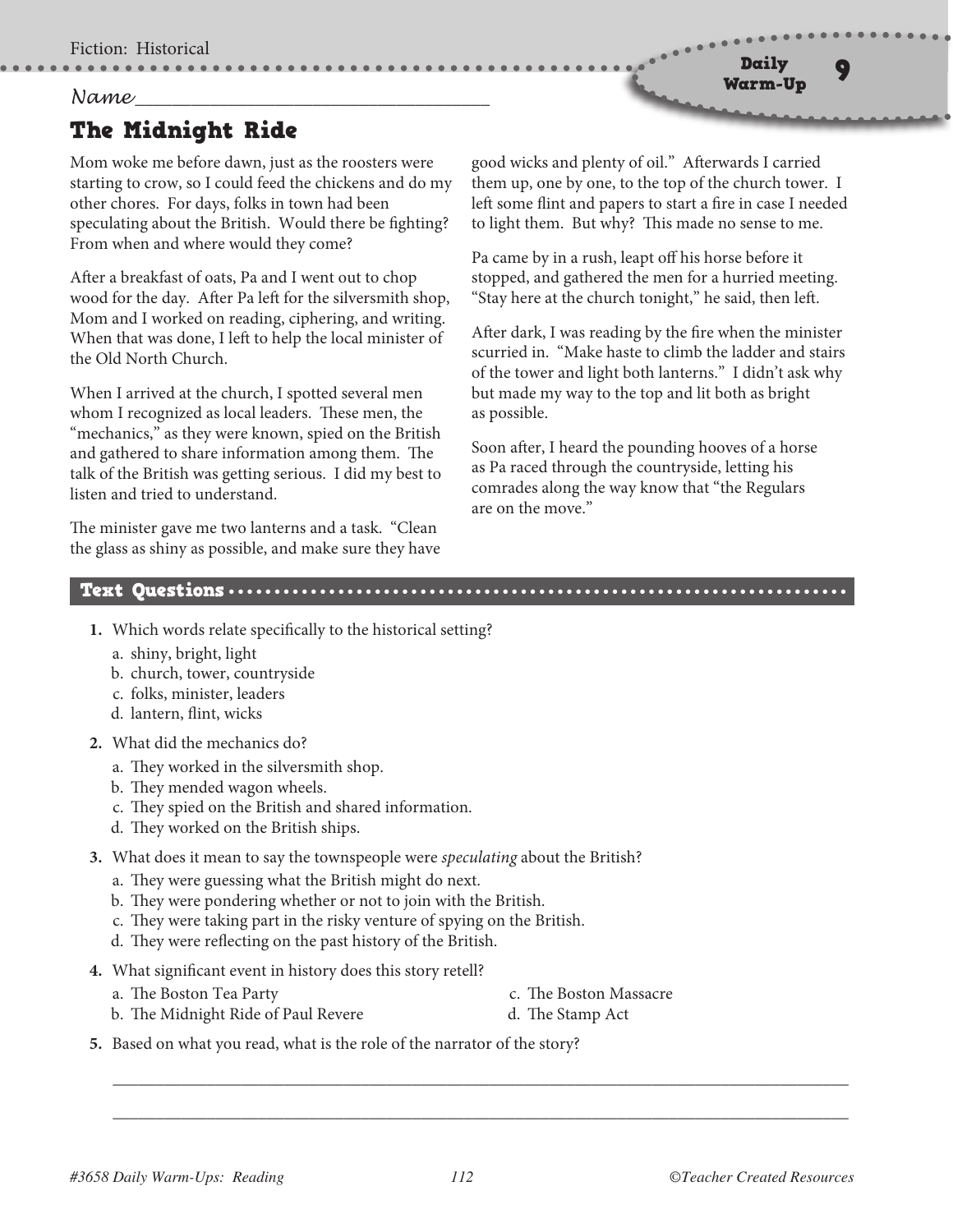Name_______________________________

# The Midnight Ride

Mom woke me before dawn, just as the roosters were starting to crow, so I could feed the chickens and do my other chores. For days, folks in town had been speculating about the British. Would there be fighting? From when and where would they come?

After a breakfast of oats, Pa and I went out to chop wood for the day. After Pa left for the silversmith shop, Mom and I worked on reading, ciphering, and writing. When that was done, I left to help the local minister of the Old North Church.

When I arrived at the church, I spotted several men whom I recognized as local leaders. These men, the "mechanics," as they were known, spied on the British and gathered to share information among them. The talk of the British was getting serious. I did my best to listen and tried to understand.

The minister gave me two lanterns and a task. "Clean the glass as shiny as possible, and make sure they have good wicks and plenty of oil." Afterwards I carried them up, one by one, to the top of the church tower. I left some flint and papers to start a fire in case I needed to light them. But why? This made no sense to me.

Pa came by in a rush, leapt off his horse before it stopped, and gathered the men for a hurried meeting. "Stay here at the church tonight," he said, then left.

After dark, I was reading by the fire when the minister scurried in. "Make haste to climb the ladder and stairs of the tower and light both lanterns." I didn't ask why but made my way to the top and lit both as bright as possible.

Soon after, I heard the pounding hooves of a horse as Pa raced through the countryside, letting his comrades along the way know that "the Regulars are on the move."

## Text Questions

1. Which words relate specifically to the historical setting?
   a. shiny, bright, light
   b. church, tower, countryside
   c. folks, minister, leaders
   d. lantern, flint, wicks

2. What did the mechanics do?
   a. They worked in the silversmith shop.
   b. They mended wagon wheels.
   c. They spied on the British and shared information.
   d. They worked on the British ships.

3. What does it mean to say the townspeople were *speculating* about the British?
   a. They were guessing what the British might do next.
   b. They were pondering whether or not to join with the British.
   c. They were taking part in the risky venture of spying on the British.
   d. They were reflecting on the past history of the British.

4. What significant event in history does this story retell?
   a. The Boston Tea Party
   b. The Midnight Ride of Paul Revere
   c. The Boston Massacre
   d. The Stamp Act

5. Based on what you read, what is the role of the narrator of the story?

_______________________________________________________________________________

_______________________________________________________________________________